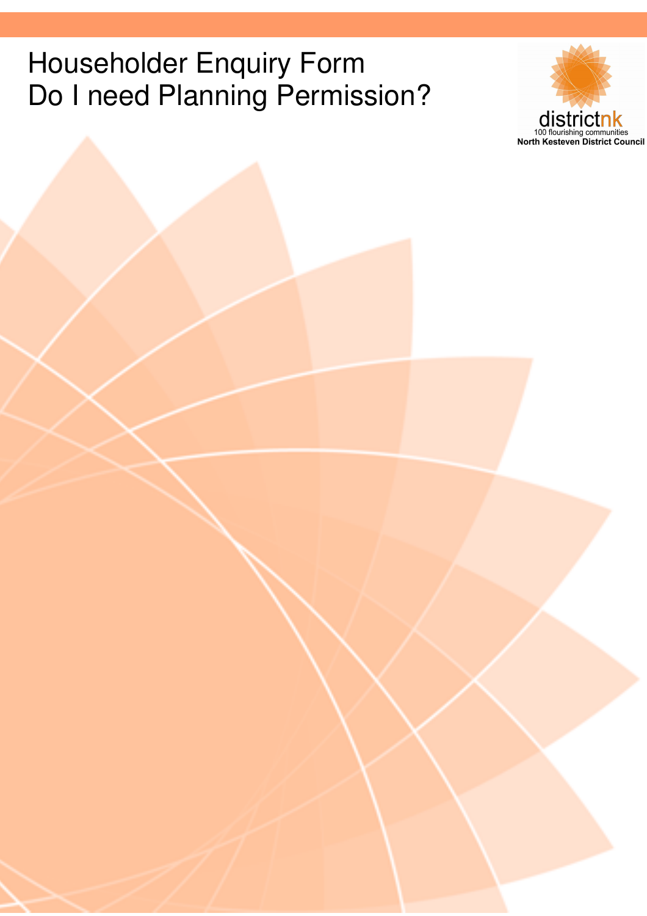# Householder Enquiry Form
# Do I need Planning Permission?

districtnk
100 flourishing communities
North Kesteven District Council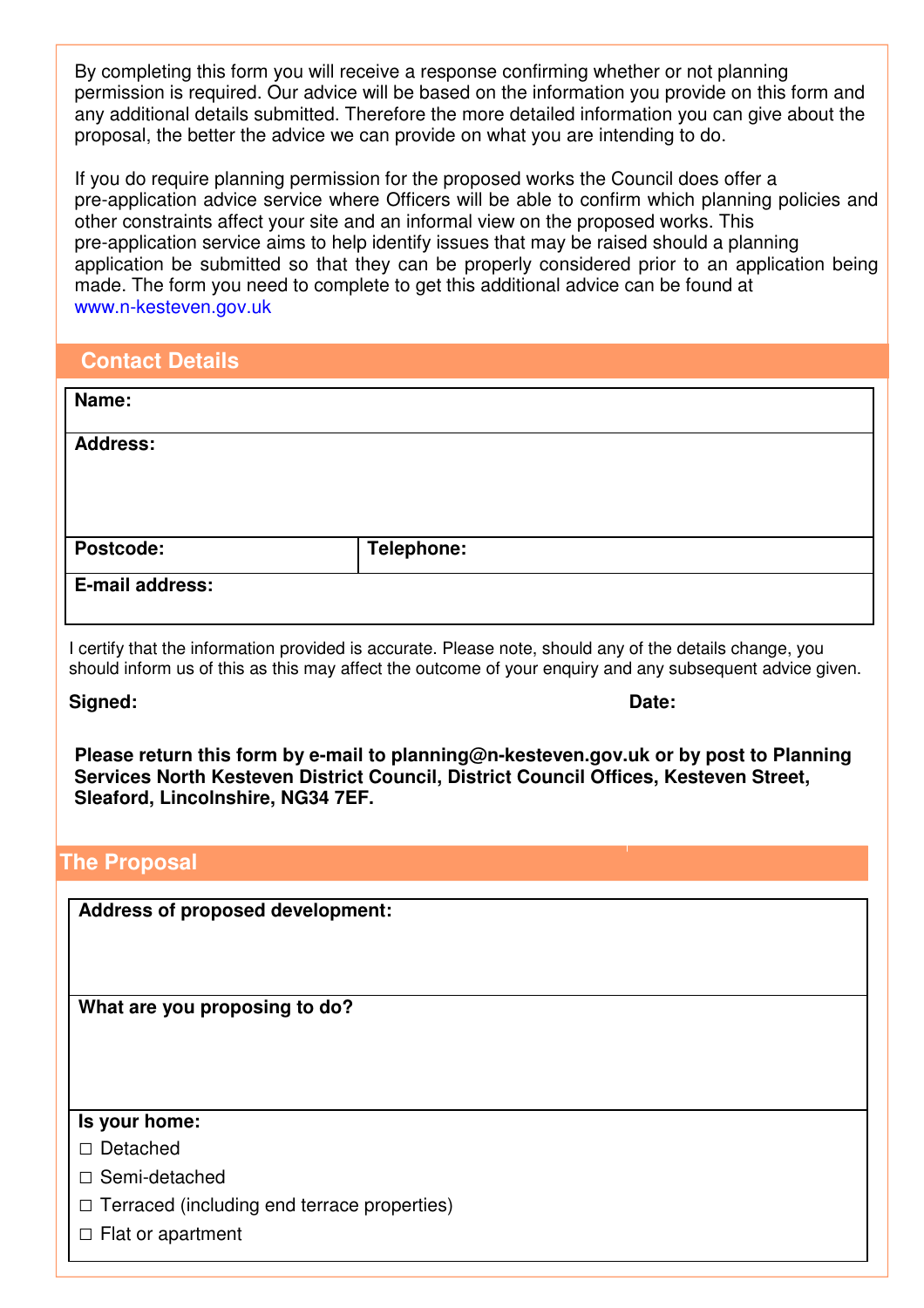By completing this form you will receive a response confirming whether or not planning permission is required. Our advice will be based on the information you provide on this form and any additional details submitted. Therefore the more detailed information you can give about the proposal, the better the advice we can provide on what you are intending to do.

If you do require planning permission for the proposed works the Council does offer a pre-application advice service where Officers will be able to confirm which planning policies and other constraints affect your site and an informal view on the proposed works. This pre-application service aims to help identify issues that may be raised should a planning application be submitted so that they can be properly considered prior to an application being made. The form you need to complete to get this additional advice can be found at www.n-kesteven.gov.uk

## Contact Details

| **Name:** | |
|---|---|
| **Address:** | |
| **Postcode:** | **Telephone:** |
| **E-mail address:** | |

I certify that the information provided is accurate. Please note, should any of the details change, you should inform us of this as this may affect the outcome of your enquiry and any subsequent advice given.

**Signed:** **Date:**

**Please return this form by e-mail to planning@n-kesteven.gov.uk or by post to Planning Services North Kesteven District Council, District Council Offices, Kesteven Street, Sleaford, Lincolnshire, NG34 7EF.**

## The Proposal

**Address of proposed development:**

**What are you proposing to do?**

**Is your home:**

- ☐ Detached
- ☐ Semi-detached
- ☐ Terraced (including end terrace properties)
- ☐ Flat or apartment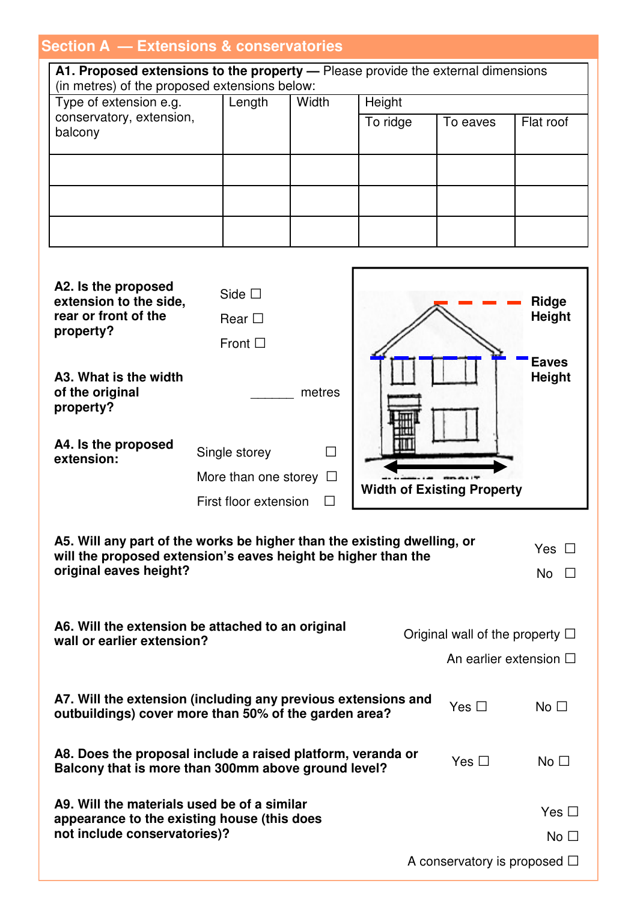## Section A — Extensions & conservatories

**A1. Proposed extensions to the property —** Please provide the external dimensions (in metres) of the proposed extensions below:

| Type of extension e.g. conservatory, extension, balcony | Length | Width | Height | | |
|---|---|---|---|---|---|
| | | | To ridge | To eaves | Flat roof |
| | | | | | |
| | | | | | |
| | | | | | |

**A2. Is the proposed extension to the side, rear or front of the property?**

Side ☐

Rear ☐

Front ☐

**A3. What is the width of the original property?**

______ metres

**A4. Is the proposed extension:**

Single storey ☐

More than one storey ☐

First floor extension ☐

Ridge Height

Eaves Height

Width of Existing Property

**A5. Will any part of the works be higher than the existing dwelling, or will the proposed extension's eaves height be higher than the original eaves height?**

Yes ☐

No ☐

**A6. Will the extension be attached to an original wall or earlier extension?**

Original wall of the property ☐

An earlier extension ☐

**A7. Will the extension (including any previous extensions and outbuildings) cover more than 50% of the garden area?**

Yes ☐ No ☐

**A8. Does the proposal include a raised platform, veranda or Balcony that is more than 300mm above ground level?**

Yes ☐ No ☐

**A9. Will the materials used be of a similar appearance to the existing house (this does not include conservatories)?**

Yes ☐

No ☐

A conservatory is proposed ☐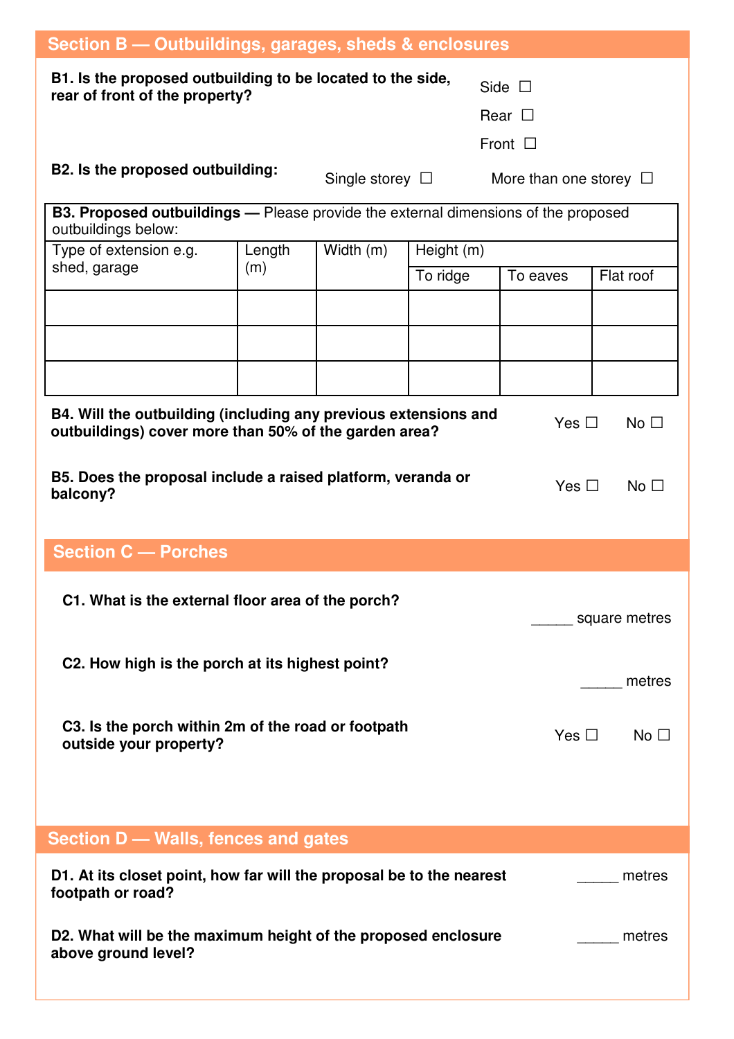## Section B — Outbuildings, garages, sheds & enclosures

**B1. Is the proposed outbuilding to be located to the side, rear of front of the property?**

Side ☐

Rear ☐

Front ☐

**B2. Is the proposed outbuilding:** Single storey ☐ More than one storey ☐

**B3. Proposed outbuildings —** Please provide the external dimensions of the proposed outbuildings below:

| Type of extension e.g. shed, garage | Length (m) | Width (m) | Height (m) | | |
|---|---|---|---|---|---|
| | | | To ridge | To eaves | Flat roof |
| | | | | | |
| | | | | | |
| | | | | | |

**B4. Will the outbuilding (including any previous extensions and outbuildings) cover more than 50% of the garden area?** Yes ☐ No ☐

**B5. Does the proposal include a raised platform, veranda or balcony?** Yes ☐ No ☐

## Section C — Porches

**C1. What is the external floor area of the porch?** _____ square metres

**C2. How high is the porch at its highest point?** _____ metres

**C3. Is the porch within 2m of the road or footpath outside your property?** Yes ☐ No ☐

## Section D — Walls, fences and gates

**D1. At its closet point, how far will the proposal be to the nearest footpath or road?** _____ metres

**D2. What will be the maximum height of the proposed enclosure above ground level?** _____ metres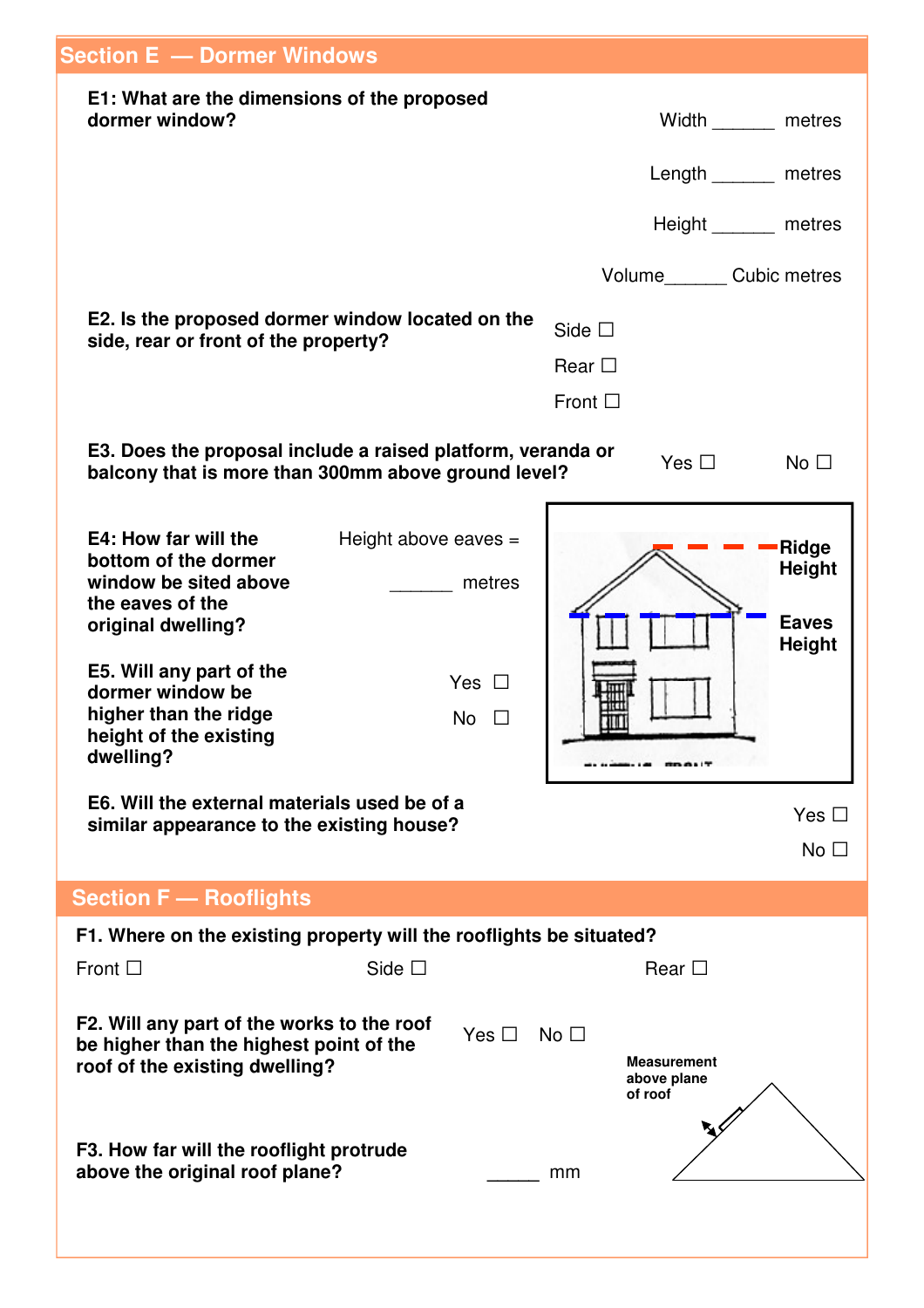## Section E — Dormer Windows

**E1: What are the dimensions of the proposed dormer window?**

Width ______ metres

Length ______ metres

Height ______ metres

Volume______ Cubic metres

**E2. Is the proposed dormer window located on the side, rear or front of the property?**

Side ☐

Rear ☐

Front ☐

**E3. Does the proposal include a raised platform, veranda or balcony that is more than 300mm above ground level?**

Yes ☐ No ☐

**E4: How far will the bottom of the dormer window be sited above the eaves of the original dwelling?**

Height above eaves = ______ metres

**E5. Will any part of the dormer window be higher than the ridge height of the existing dwelling?**

Yes ☐

No ☐

Ridge Height

Eaves Height

**E6. Will the external materials used be of a similar appearance to the existing house?**

Yes ☐

No ☐

## Section F — Rooflights

**F1. Where on the existing property will the rooflights be situated?**

Front ☐ Side ☐ Rear ☐

**F2. Will any part of the works to the roof be higher than the highest point of the roof of the existing dwelling?**

Yes ☐ No ☐

**Measurement above plane of roof**

**F3. How far will the rooflight protrude above the original roof plane?**

_____ mm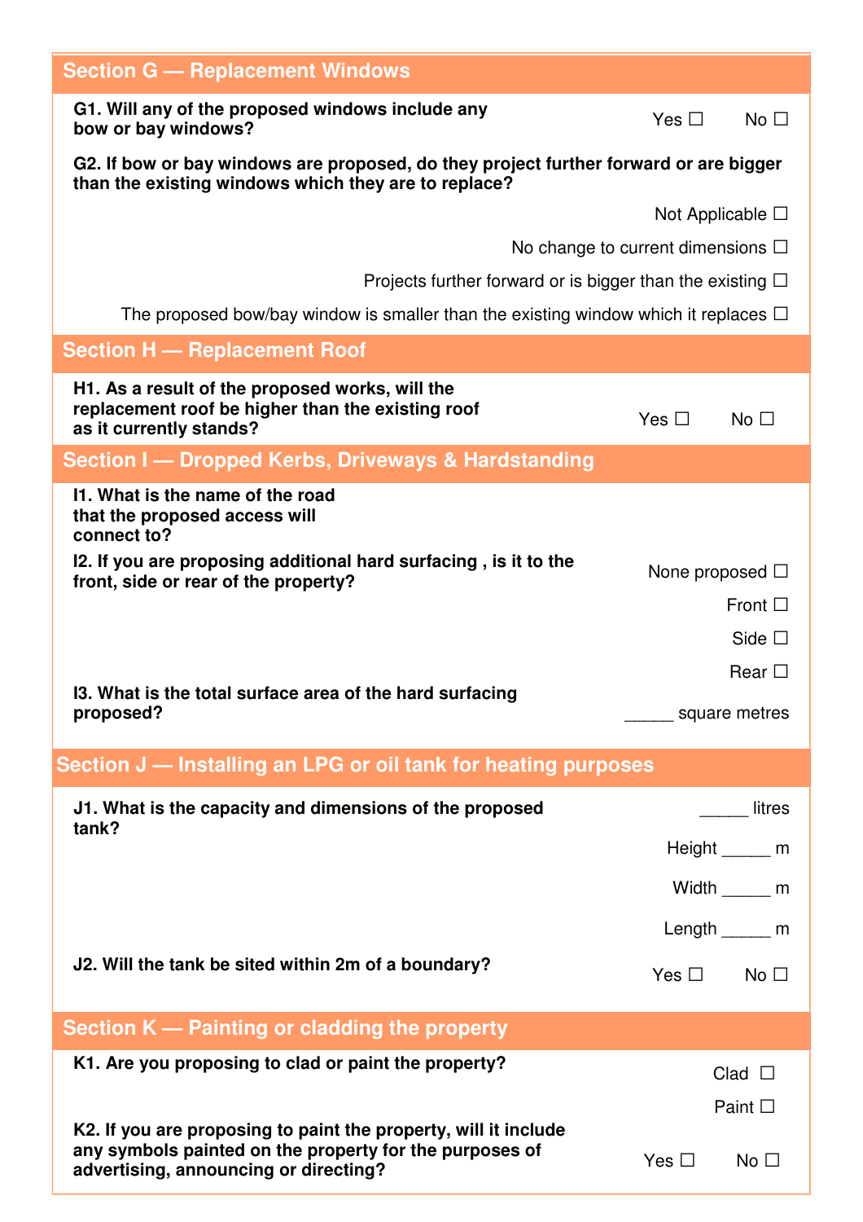## Section G — Replacement Windows

**G1. Will any of the proposed windows include any bow or bay windows?**

Yes ☐ No ☐

**G2. If bow or bay windows are proposed, do they project further forward or are bigger than the existing windows which they are to replace?**

Not Applicable ☐

No change to current dimensions ☐

Projects further forward or is bigger than the existing ☐

The proposed bow/bay window is smaller than the existing window which it replaces ☐

## Section H — Replacement Roof

**H1. As a result of the proposed works, will the replacement roof be higher than the existing roof as it currently stands?**

Yes ☐ No ☐

## Section I — Dropped Kerbs, Driveways & Hardstanding

**I1. What is the name of the road that the proposed access will connect to?**

**I2. If you are proposing additional hard surfacing , is it to the front, side or rear of the property?**

None proposed ☐

Front ☐

Side ☐

Rear ☐

**I3. What is the total surface area of the hard surfacing proposed?**

_____ square metres

## Section J — Installing an LPG or oil tank for heating purposes

**J1. What is the capacity and dimensions of the proposed tank?**

_____ litres

Height _____ m

Width _____ m

Length _____ m

**J2. Will the tank be sited within 2m of a boundary?**

Yes ☐ No ☐

## Section K — Painting or cladding the property

**K1. Are you proposing to clad or paint the property?**

Clad ☐

Paint ☐

**K2. If you are proposing to paint the property, will it include any symbols painted on the property for the purposes of advertising, announcing or directing?**

Yes ☐ No ☐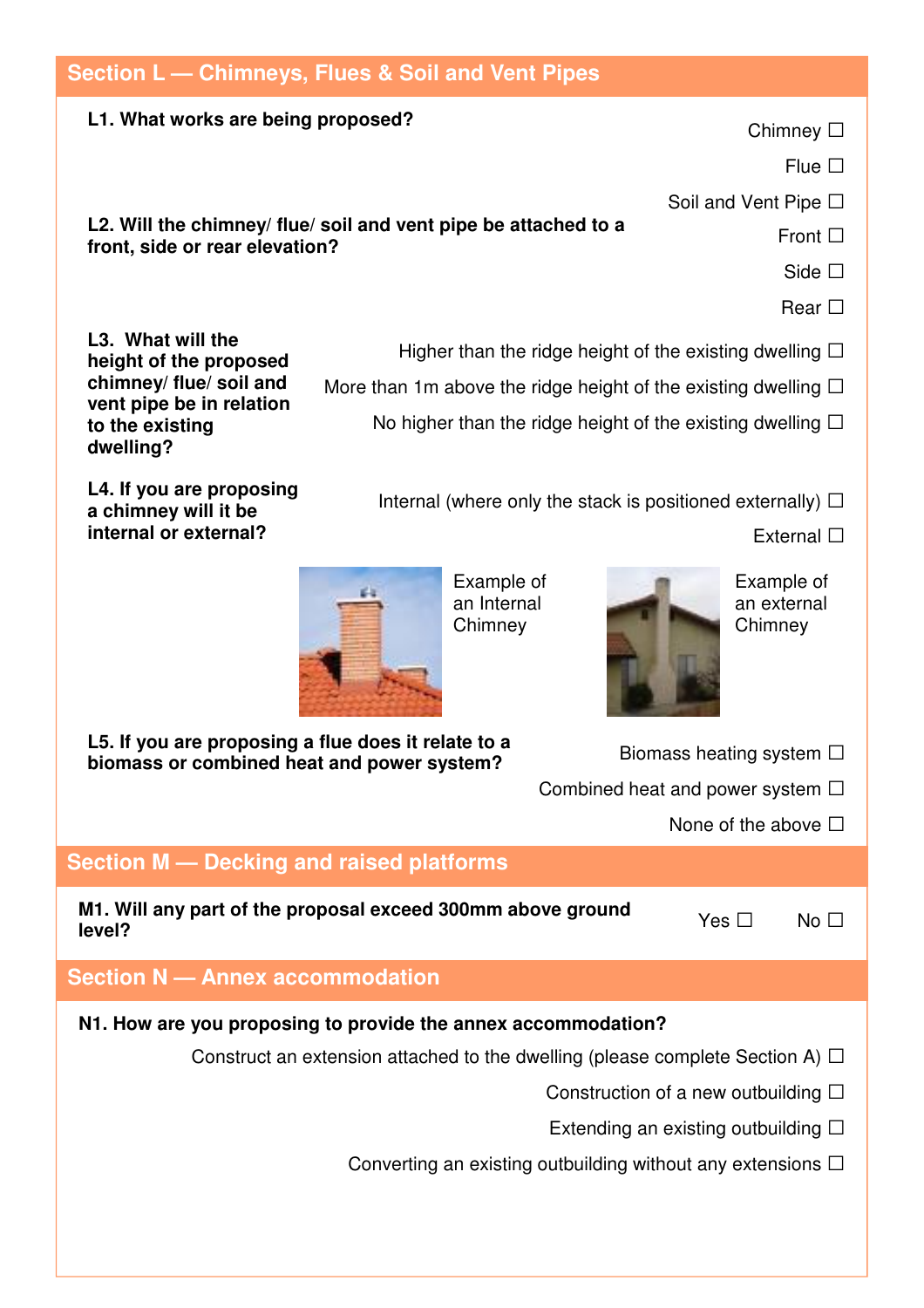## Section L — Chimneys, Flues & Soil and Vent Pipes

**L1. What works are being proposed?**

Chimney ☐

Flue ☐

Soil and Vent Pipe ☐

**L2. Will the chimney/ flue/ soil and vent pipe be attached to a front, side or rear elevation?**

Front ☐

Side ☐

Rear ☐

**L3. What will the height of the proposed chimney/ flue/ soil and vent pipe be in relation to the existing dwelling?**

Higher than the ridge height of the existing dwelling ☐

More than 1m above the ridge height of the existing dwelling ☐

No higher than the ridge height of the existing dwelling ☐

**L4. If you are proposing a chimney will it be internal or external?**

Internal (where only the stack is positioned externally) ☐

External ☐

Example of an Internal Chimney

Example of an external Chimney

**L5. If you are proposing a flue does it relate to a biomass or combined heat and power system?**

Biomass heating system ☐

Combined heat and power system ☐

None of the above ☐

## Section M — Decking and raised platforms

**M1. Will any part of the proposal exceed 300mm above ground level?**

Yes ☐ No ☐

## Section N — Annex accommodation

**N1. How are you proposing to provide the annex accommodation?**

Construct an extension attached to the dwelling (please complete Section A) ☐

Construction of a new outbuilding ☐

Extending an existing outbuilding ☐

Converting an existing outbuilding without any extensions ☐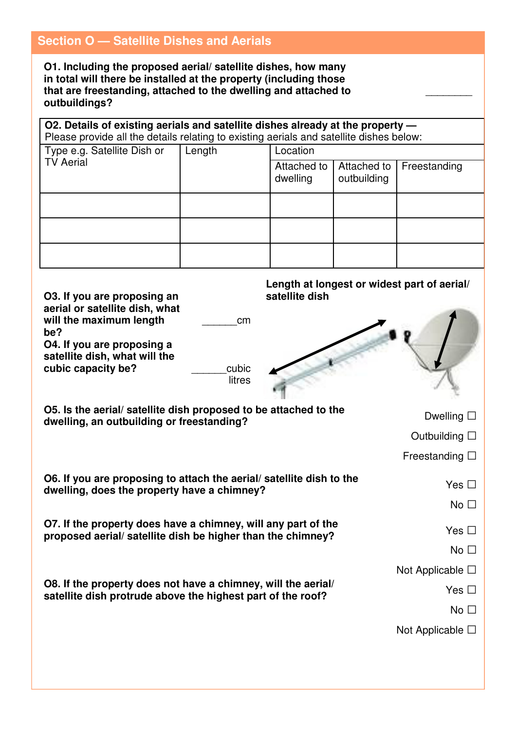## Section O — Satellite Dishes and Aerials

**O1. Including the proposed aerial/ satellite dishes, how many in total will there be installed at the property (including those that are freestanding, attached to the dwelling and attached to outbuildings?** ________

**O2. Details of existing aerials and satellite dishes already at the property —**
Please provide all the details relating to existing aerials and satellite dishes below:

| Type e.g. Satellite Dish or TV Aerial | Length | Location | | |
|---|---|---|---|---|
| | | Attached to dwelling | Attached to outbuilding | Freestanding |
| | | | | |
| | | | | |
| | | | | |

**O3. If you are proposing an aerial or satellite dish, what will the maximum length be?** ______cm

**O4. If you are proposing a satellite dish, what will the cubic capacity be?** ______cubic litres

**Length at longest or widest part of aerial/ satellite dish**

**O5. Is the aerial/ satellite dish proposed to be attached to the dwelling, an outbuilding or freestanding?**

Dwelling ☐
Outbuilding ☐
Freestanding ☐

**O6. If you are proposing to attach the aerial/ satellite dish to the dwelling, does the property have a chimney?**

Yes ☐
No ☐

**O7. If the property does have a chimney, will any part of the proposed aerial/ satellite dish be higher than the chimney?**

Yes ☐
No ☐
Not Applicable ☐

**O8. If the property does not have a chimney, will the aerial/ satellite dish protrude above the highest part of the roof?**

Yes ☐
No ☐
Not Applicable ☐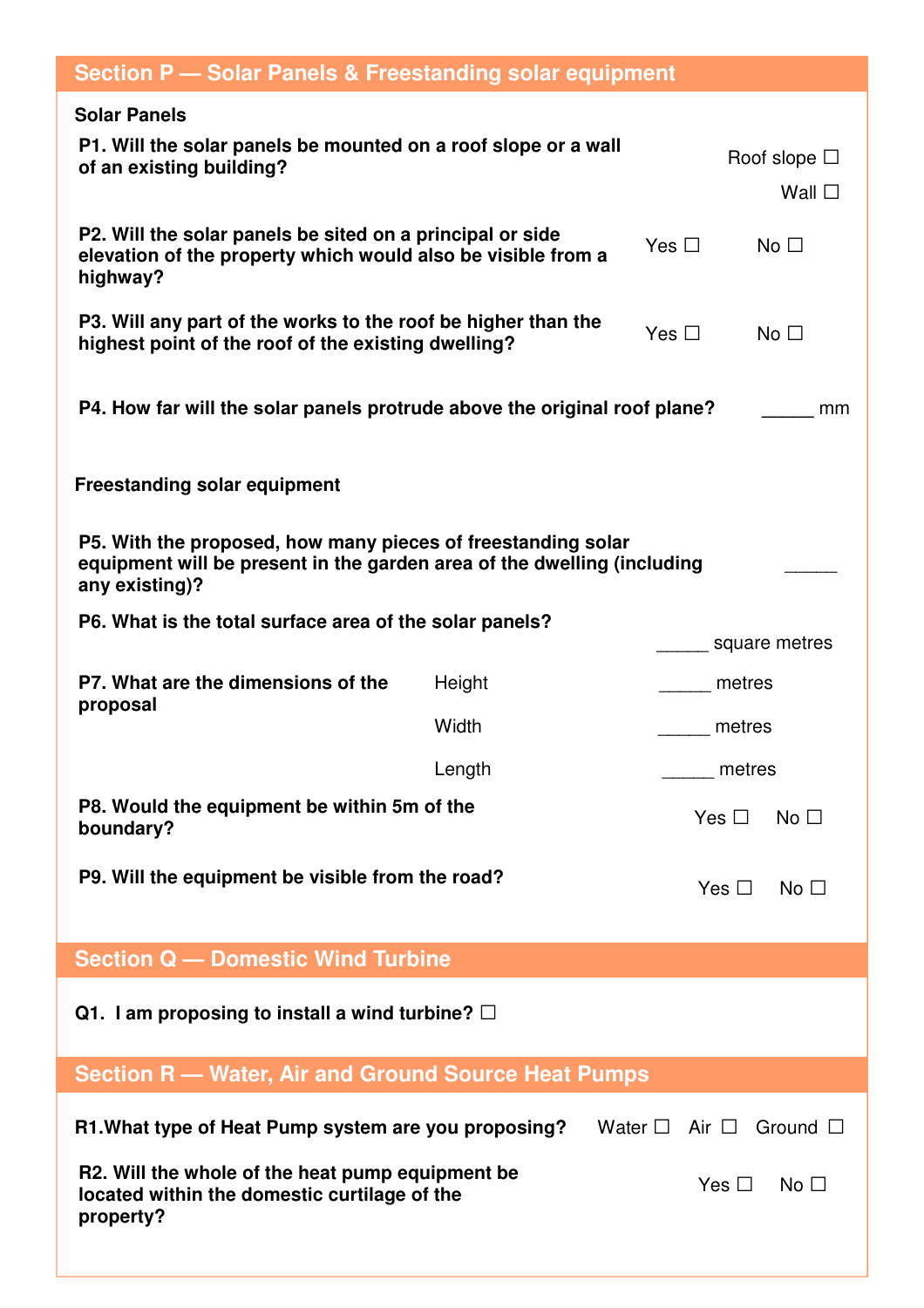## Section P — Solar Panels & Freestanding solar equipment

**Solar Panels**

**P1. Will the solar panels be mounted on a roof slope or a wall of an existing building?** Roof slope ☐ Wall ☐

**P2. Will the solar panels be sited on a principal or side elevation of the property which would also be visible from a highway?** Yes ☐ No ☐

**P3. Will any part of the works to the roof be higher than the highest point of the roof of the existing dwelling?** Yes ☐ No ☐

**P4. How far will the solar panels protrude above the original roof plane?** _____ mm

**Freestanding solar equipment**

**P5. With the proposed, how many pieces of freestanding solar equipment will be present in the garden area of the dwelling (including any existing)?** _____

**P6. What is the total surface area of the solar panels?** _____ square metres

**P7. What are the dimensions of the proposal**

| | | |
|---|---|---|
| Height | _____ metres |
| Width | _____ metres |
| Length | _____ metres |

**P8. Would the equipment be within 5m of the boundary?** Yes ☐ No ☐

**P9. Will the equipment be visible from the road?** Yes ☐ No ☐

## Section Q — Domestic Wind Turbine

**Q1. I am proposing to install a wind turbine?** ☐

## Section R — Water, Air and Ground Source Heat Pumps

**R1.What type of Heat Pump system are you proposing?** Water ☐ Air ☐ Ground ☐

**R2. Will the whole of the heat pump equipment be located within the domestic curtilage of the property?** Yes ☐ No ☐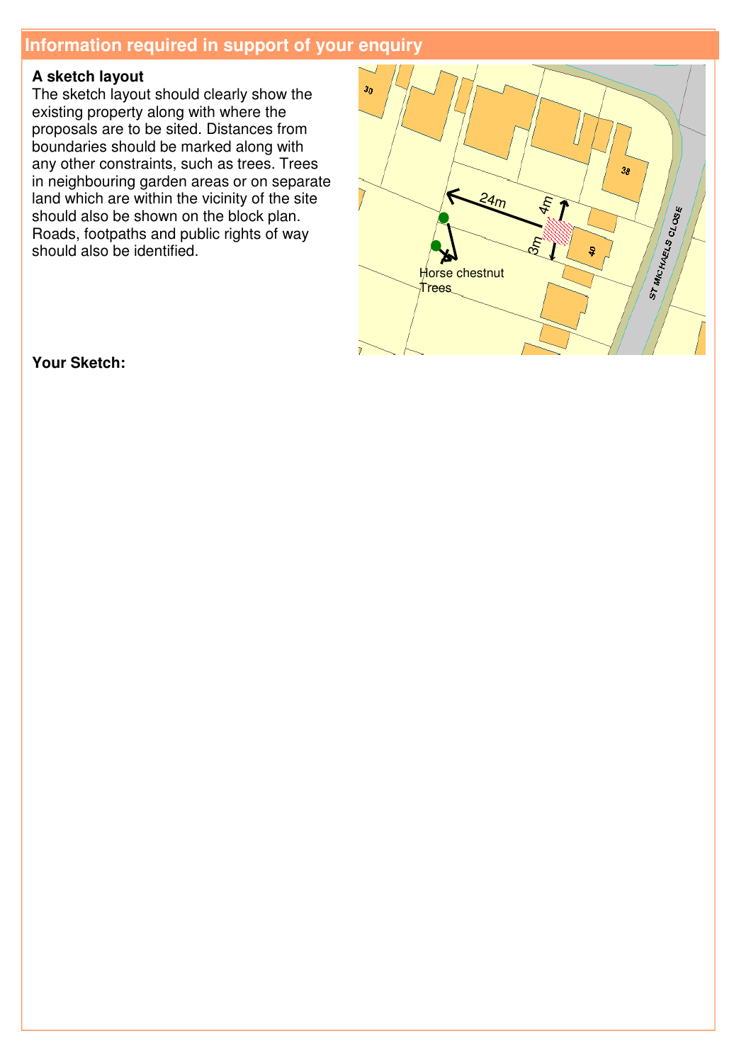## Information required in support of your enquiry

**A sketch layout**

The sketch layout should clearly show the existing property along with where the proposals are to be sited. Distances from boundaries should be marked along with any other constraints, such as trees. Trees in neighbouring garden areas or on separate land which are within the vicinity of the site should also be shown on the block plan. Roads, footpaths and public rights of way should also be identified.

39

38

24m

4m

3m

40

Horse chestnut
Trees

ST MICHAELS CLOSE

**Your Sketch:**